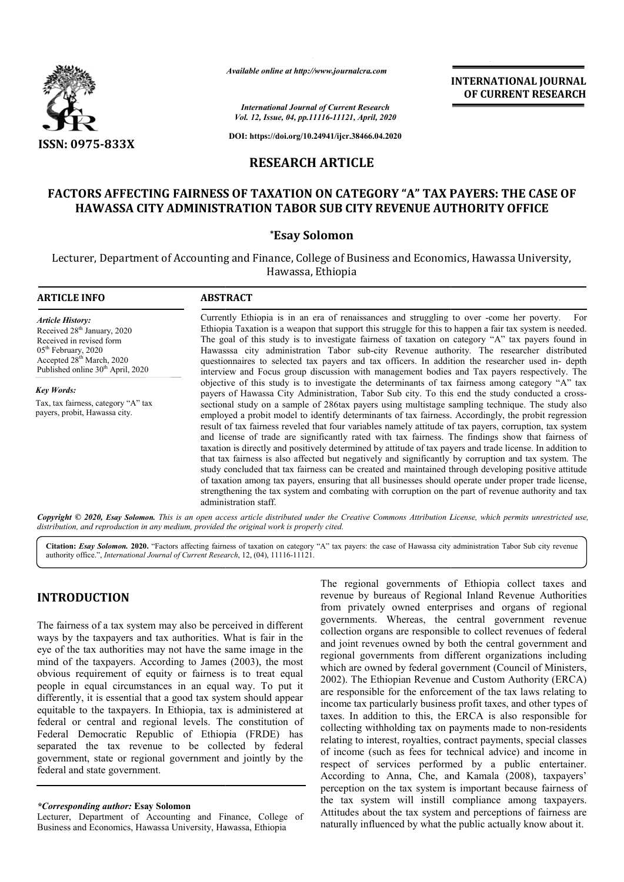*Available online at http://www.journalcra.com*

*International Journal of Current Research*
*Vol. 12, Issue, 04, pp.11116-11121, April, 2020*

**DOI: https://doi.org/10.24941/ijcr.38466.04.2020**

**INTERNATIONAL JOURNAL OF CURRENT RESEARCH**

**ISSN: 0975-833X**

**RESEARCH ARTICLE**

# FACTORS AFFECTING FAIRNESS OF TAXATION ON CATEGORY "A" TAX PAYERS: THE CASE OF HAWASSA CITY ADMINISTRATION TABOR SUB CITY REVENUE AUTHORITY OFFICE

**\*Esay Solomon**

Lecturer, Department of Accounting and Finance, College of Business and Economics, Hawassa University, Hawassa, Ethiopia

## ARTICLE INFO

*Article History:*
Received 28th January, 2020
Received in revised form
05th February, 2020
Accepted 28th March, 2020
Published online 30th April, 2020

*Key Words:*
Tax, tax fairness, category "A" tax payers, probit, Hawassa city.

## ABSTRACT

Currently Ethiopia is in an era of renaissances and struggling to over -come her poverty. For Ethiopia Taxation is a weapon that support this struggle for this to happen a fair tax system is needed. The goal of this study is to investigate fairness of taxation on category "A" tax payers found in Hawasssa city administration Tabor sub-city Revenue authority. The researcher distributed questionnaires to selected tax payers and tax officers. In addition the researcher used in- depth interview and Focus group discussion with management bodies and Tax payers respectively. The objective of this study is to investigate the determinants of tax fairness among category "A" tax payers of Hawassa City Administration, Tabor Sub city. To this end the study conducted a cross-sectional study on a sample of 286tax payers using multistage sampling technique. The study also employed a probit model to identify determinants of tax fairness. Accordingly, the probit regression result of tax fairness reveled that four variables namely attitude of tax payers, corruption, tax system and license of trade are significantly rated with tax fairness. The findings show that fairness of taxation is directly and positively determined by attitude of tax payers and trade license. In addition to that tax fairness is also affected but negatively and significantly by corruption and tax system. The study concluded that tax fairness can be created and maintained through developing positive attitude of taxation among tax payers, ensuring that all businesses should operate under proper trade license, strengthening the tax system and combating with corruption on the part of revenue authority and tax administration staff.

*Copyright © 2020, Esay Solomon. This is an open access article distributed under the Creative Commons Attribution License, which permits unrestricted use, distribution, and reproduction in any medium, provided the original work is properly cited.*

**Citation:** *Esay Solomon.* **2020.** "Factors affecting fairness of taxation on category "A" tax payers: the case of Hawassa city administration Tabor Sub city revenue authority office.", *International Journal of Current Research*, 12, (04), 11116-11121.

## INTRODUCTION

The fairness of a tax system may also be perceived in different ways by the taxpayers and tax authorities. What is fair in the eye of the tax authorities may not have the same image in the mind of the taxpayers. According to James (2003), the most obvious requirement of equity or fairness is to treat equal people in equal circumstances in an equal way. To put it differently, it is essential that a good tax system should appear equitable to the taxpayers. In Ethiopia, tax is administered at federal or central and regional levels. The constitution of Federal Democratic Republic of Ethiopia (FRDE) has separated the tax revenue to be collected by federal government, state or regional government and jointly by the federal and state government.

The regional governments of Ethiopia collect taxes and revenue by bureaus of Regional Inland Revenue Authorities from privately owned enterprises and organs of regional governments. Whereas, the central government revenue collection organs are responsible to collect revenues of federal and joint revenues owned by both the central government and regional governments from different organizations including which are owned by federal government (Council of Ministers, 2002). The Ethiopian Revenue and Custom Authority (ERCA) are responsible for the enforcement of the tax laws relating to income tax particularly business profit taxes, and other types of taxes. In addition to this, the ERCA is also responsible for collecting withholding tax on payments made to non-residents relating to interest, royalties, contract payments, special classes of income (such as fees for technical advice) and income in respect of services performed by a public entertainer. According to Anna, Che, and Kamala (2008), taxpayers' perception on the tax system is important because fairness of the tax system will instill compliance among taxpayers. Attitudes about the tax system and perceptions of fairness are naturally influenced by what the public actually know about it.

*\*Corresponding author:* **Esay Solomon**
Lecturer, Department of Accounting and Finance, College of Business and Economics, Hawassa University, Hawassa, Ethiopia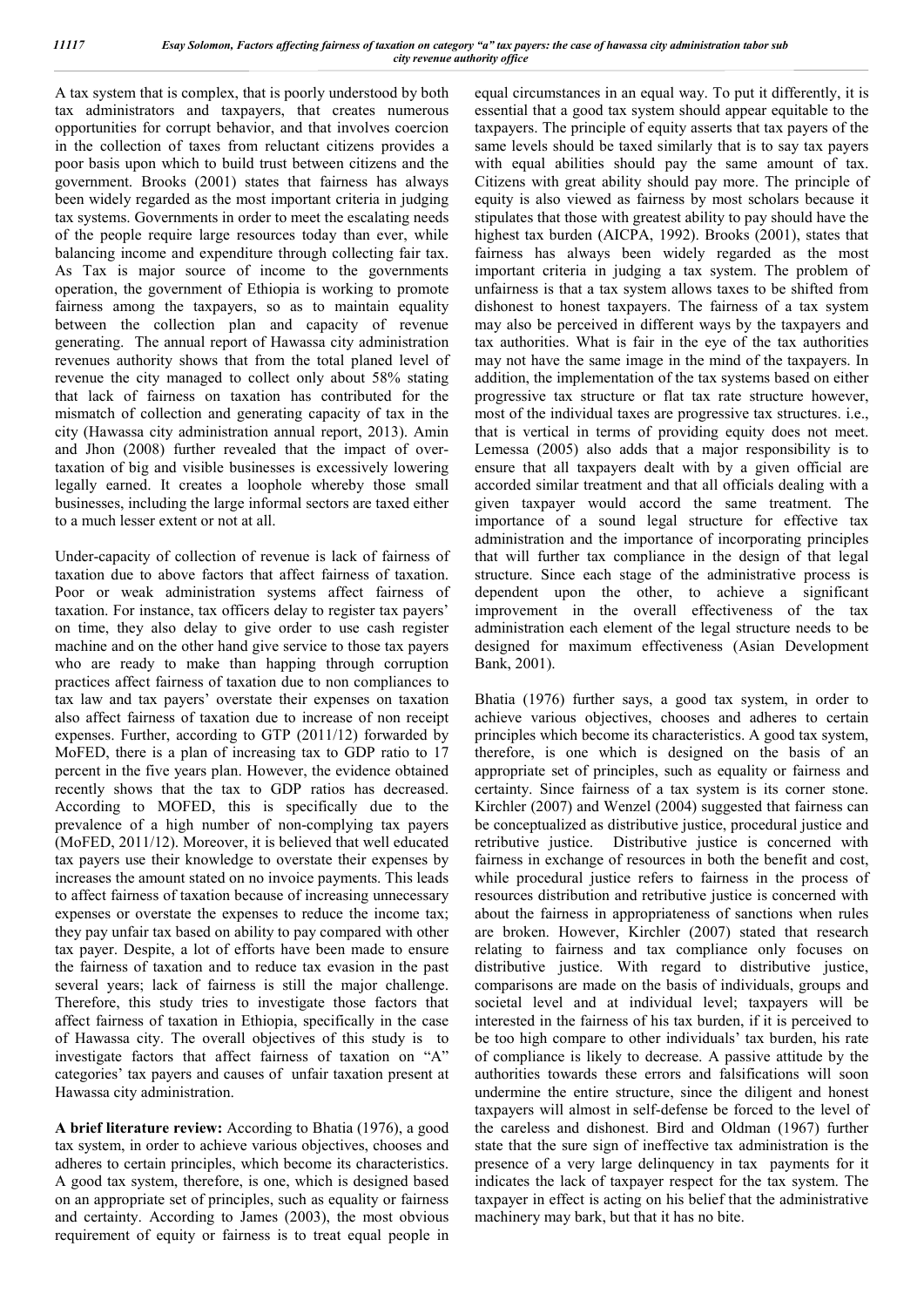A tax system that is complex, that is poorly understood by both tax administrators and taxpayers, that creates numerous opportunities for corrupt behavior, and that involves coercion in the collection of taxes from reluctant citizens provides a poor basis upon which to build trust between citizens and the government. Brooks (2001) states that fairness has always been widely regarded as the most important criteria in judging tax systems. Governments in order to meet the escalating needs of the people require large resources today than ever, while balancing income and expenditure through collecting fair tax. As Tax is major source of income to the governments operation, the government of Ethiopia is working to promote fairness among the taxpayers, so as to maintain equality between the collection plan and capacity of revenue generating. The annual report of Hawassa city administration revenues authority shows that from the total planed level of revenue the city managed to collect only about 58% stating that lack of fairness on taxation has contributed for the mismatch of collection and generating capacity of tax in the city (Hawassa city administration annual report, 2013). Amin and Jhon (2008) further revealed that the impact of over-taxation of big and visible businesses is excessively lowering legally earned. It creates a loophole whereby those small businesses, including the large informal sectors are taxed either to a much lesser extent or not at all.

Under-capacity of collection of revenue is lack of fairness of taxation due to above factors that affect fairness of taxation. Poor or weak administration systems affect fairness of taxation. For instance, tax officers delay to register tax payers' on time, they also delay to give order to use cash register machine and on the other hand give service to those tax payers who are ready to make than happing through corruption practices affect fairness of taxation due to non compliances to tax law and tax payers' overstate their expenses on taxation also affect fairness of taxation due to increase of non receipt expenses. Further, according to GTP (2011/12) forwarded by MoFED, there is a plan of increasing tax to GDP ratio to 17 percent in the five years plan. However, the evidence obtained recently shows that the tax to GDP ratios has decreased. According to MOFED, this is specifically due to the prevalence of a high number of non-complying tax payers (MoFED, 2011/12). Moreover, it is believed that well educated tax payers use their knowledge to overstate their expenses by increases the amount stated on no invoice payments. This leads to affect fairness of taxation because of increasing unnecessary expenses or overstate the expenses to reduce the income tax; they pay unfair tax based on ability to pay compared with other tax payer. Despite, a lot of efforts have been made to ensure the fairness of taxation and to reduce tax evasion in the past several years; lack of fairness is still the major challenge. Therefore, this study tries to investigate those factors that affect fairness of taxation in Ethiopia, specifically in the case of Hawassa city. The overall objectives of this study is to investigate factors that affect fairness of taxation on "A" categories' tax payers and causes of unfair taxation present at Hawassa city administration.

**A brief literature review:** According to Bhatia (1976), a good tax system, in order to achieve various objectives, chooses and adheres to certain principles, which become its characteristics. A good tax system, therefore, is one, which is designed based on an appropriate set of principles, such as equality or fairness and certainty. According to James (2003), the most obvious requirement of equity or fairness is to treat equal people in equal circumstances in an equal way. To put it differently, it is essential that a good tax system should appear equitable to the taxpayers. The principle of equity asserts that tax payers of the same levels should be taxed similarly that is to say tax payers with equal abilities should pay the same amount of tax. Citizens with great ability should pay more. The principle of equity is also viewed as fairness by most scholars because it stipulates that those with greatest ability to pay should have the highest tax burden (AICPA, 1992). Brooks (2001), states that fairness has always been widely regarded as the most important criteria in judging a tax system. The problem of unfairness is that a tax system allows taxes to be shifted from dishonest to honest taxpayers. The fairness of a tax system may also be perceived in different ways by the taxpayers and tax authorities. What is fair in the eye of the tax authorities may not have the same image in the mind of the taxpayers. In addition, the implementation of the tax systems based on either progressive tax structure or flat tax rate structure however, most of the individual taxes are progressive tax structures. i.e., that is vertical in terms of providing equity does not meet. Lemessa (2005) also adds that a major responsibility is to ensure that all taxpayers dealt with by a given official are accorded similar treatment and that all officials dealing with a given taxpayer would accord the same treatment. The importance of a sound legal structure for effective tax administration and the importance of incorporating principles that will further tax compliance in the design of that legal structure. Since each stage of the administrative process is dependent upon the other, to achieve a significant improvement in the overall effectiveness of the tax administration each element of the legal structure needs to be designed for maximum effectiveness (Asian Development Bank, 2001).

Bhatia (1976) further says, a good tax system, in order to achieve various objectives, chooses and adheres to certain principles which become its characteristics. A good tax system, therefore, is one which is designed on the basis of an appropriate set of principles, such as equality or fairness and certainty. Since fairness of a tax system is its corner stone. Kirchler (2007) and Wenzel (2004) suggested that fairness can be conceptualized as distributive justice, procedural justice and retributive justice. Distributive justice is concerned with fairness in exchange of resources in both the benefit and cost, while procedural justice refers to fairness in the process of resources distribution and retributive justice is concerned with about the fairness in appropriateness of sanctions when rules are broken. However, Kirchler (2007) stated that research relating to fairness and tax compliance only focuses on distributive justice. With regard to distributive justice, comparisons are made on the basis of individuals, groups and societal level and at individual level; taxpayers will be interested in the fairness of his tax burden, if it is perceived to be too high compare to other individuals' tax burden, his rate of compliance is likely to decrease. A passive attitude by the authorities towards these errors and falsifications will soon undermine the entire structure, since the diligent and honest taxpayers will almost in self-defense be forced to the level of the careless and dishonest. Bird and Oldman (1967) further state that the sure sign of ineffective tax administration is the presence of a very large delinquency in tax payments for it indicates the lack of taxpayer respect for the tax system. The taxpayer in effect is acting on his belief that the administrative machinery may bark, but that it has no bite.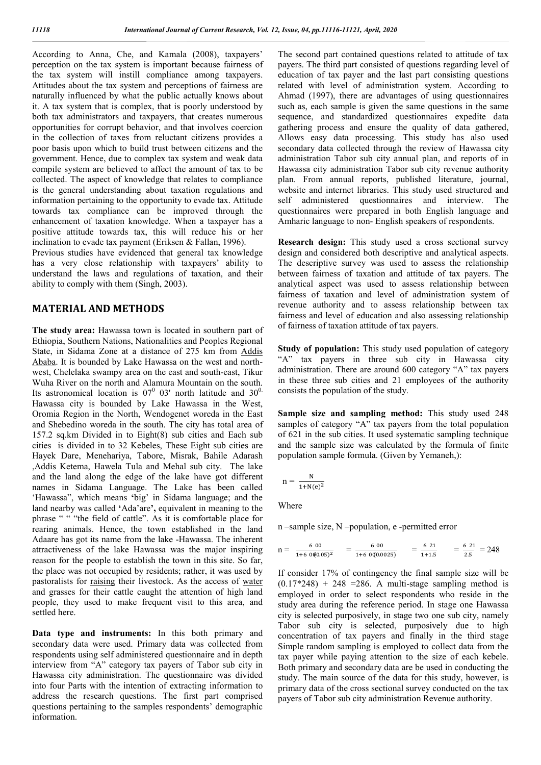According to Anna, Che, and Kamala (2008), taxpayers' perception on the tax system is important because fairness of the tax system will instill compliance among taxpayers. Attitudes about the tax system and perceptions of fairness are naturally influenced by what the public actually knows about it. A tax system that is complex, that is poorly understood by both tax administrators and taxpayers, that creates numerous opportunities for corrupt behavior, and that involves coercion in the collection of taxes from reluctant citizens provides a poor basis upon which to build trust between citizens and the government. Hence, due to complex tax system and weak data compile system are believed to affect the amount of tax to be collected. The aspect of knowledge that relates to compliance is the general understanding about taxation regulations and information pertaining to the opportunity to evade tax. Attitude towards tax compliance can be improved through the enhancement of taxation knowledge. When a taxpayer has a positive attitude towards tax, this will reduce his or her inclination to evade tax payment (Eriksen & Fallan, 1996).

Previous studies have evidenced that general tax knowledge has a very close relationship with taxpayers' ability to understand the laws and regulations of taxation, and their ability to comply with them (Singh, 2003).

## MATERIAL AND METHODS

**The study area:** Hawassa town is located in southern part of Ethiopia, Southern Nations, Nationalities and Peoples Regional State, in Sidama Zone at a distance of 275 km from Addis Ababa. It is bounded by Lake Hawassa on the west and north-west, Chelelaka swampy area on the east and south-east, Tikur Wuha River on the north and Alamura Mountain on the south. Its astronomical location is $07^0$ 03' north latitude and $30^0$. Hawassa city is bounded by Lake Hawassa in the West, Oromia Region in the North, Wendogenet woreda in the East and Shebedino woreda in the south. The city has total area of 157.2 sq.km Divided in to Eight(8) sub cities and Each sub cities is divided in to 32 Kebeles, These Eight sub cities are Hayek Dare, Menehariya, Tabore, Misrak, Bahile Adarash ,Addis Ketema, Hawela Tula and Mehal sub city. The lake and the land along the edge of the lake have got different names in Sidama Language. The Lake has been called 'Hawassa", which means 'big' in Sidama language; and the land nearby was called 'Ada'are', equivalent in meaning to the phrase " " "the field of cattle". As it is comfortable place for rearing animals. Hence, the town established in the land Adaare has got its name from the lake -Hawassa. The inherent attractiveness of the lake Hawassa was the major inspiring reason for the people to establish the town in this site. So far, the place was not occupied by residents; rather, it was used by pastoralists for raising their livestock. As the access of water and grasses for their cattle caught the attention of high land people, they used to make frequent visit to this area, and settled here.

**Data type and instruments:** In this both primary and secondary data were used. Primary data was collected from respondents using self administered questionnaire and in depth interview from "A" category tax payers of Tabor sub city in Hawassa city administration. The questionnaire was divided into four Parts with the intention of extracting information to address the research questions. The first part comprised questions pertaining to the samples respondents' demographic information. The second part contained questions related to attitude of tax payers. The third part consisted of questions regarding level of education of tax payer and the last part consisting questions related with level of administration system. According to Ahmad (1997), there are advantages of using questionnaires such as, each sample is given the same questions in the same sequence, and standardized questionnaires expedite data gathering process and ensure the quality of data gathered, Allows easy data processing. This study has also used secondary data collected through the review of Hawassa city administration Tabor sub city annual plan, and reports of in Hawassa city administration Tabor sub city revenue authority plan. From annual reports, published literature, journal, website and internet libraries. This study used structured and self administered questionnaires and interview. The questionnaires were prepared in both English language and Amharic language to non- English speakers of respondents.

**Research design:** This study used a cross sectional survey design and considered both descriptive and analytical aspects. The descriptive survey was used to assess the relationship between fairness of taxation and attitude of tax payers. The analytical aspect was used to assess relationship between fairness of taxation and level of administration system of revenue authority and to assess relationship between tax fairness and level of education and also assessing relationship of fairness of taxation attitude of tax payers.

**Study of population:** This study used population of category "A" tax payers in three sub city in Hawassa city administration. There are around 600 category "A" tax payers in these three sub cities and 21 employees of the authority consists the population of the study.

**Sample size and sampling method:** This study used 248 samples of category "A" tax payers from the total population of 621 in the sub cities. It used systematic sampling technique and the sample size was calculated by the formula of finite population sample formula. (Given by Yemaneh,):

$$n = \frac{N}{1+N(e)^2}$$

Where

n –sample size, N –population, e -permitted error

$$n = \frac{6\ 00}{1+6\ 00(0.05)^2} = \frac{6\ 00}{1+6\ 00(0.0025)} = \frac{6\ 21}{1+1.5} = \frac{6\ 21}{2.5} = 248$$

If consider 17% of contingency the final sample size will be (0.17*248) + 248 =286. A multi-stage sampling method is employed in order to select respondents who reside in the study area during the reference period. In stage one Hawassa city is selected purposively, in stage two one sub city, namely Tabor sub city is selected, purposively due to high concentration of tax payers and finally in the third stage Simple random sampling is employed to collect data from the tax payer while paying attention to the size of each kebele. Both primary and secondary data are be used in conducting the study. The main source of the data for this study, however, is primary data of the cross sectional survey conducted on the tax payers of Tabor sub city administration Revenue authority.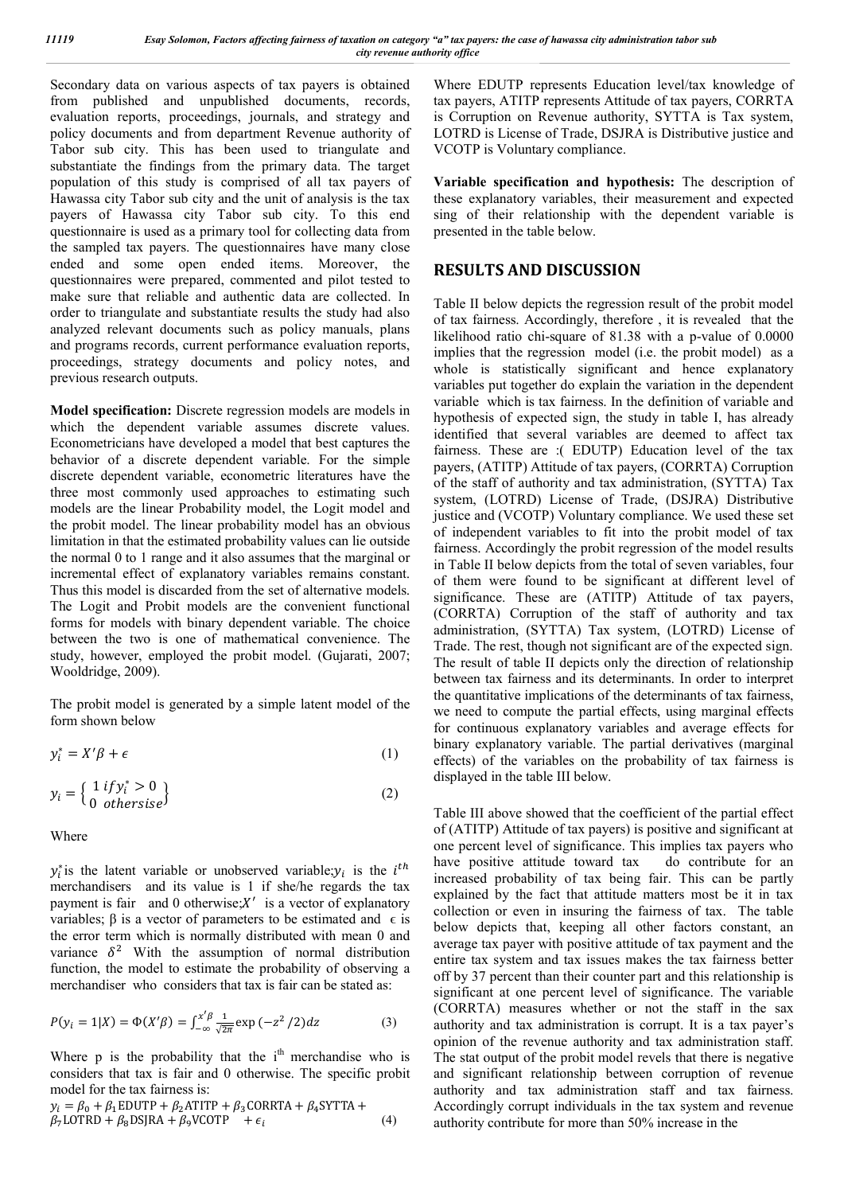Secondary data on various aspects of tax payers is obtained from published and unpublished documents, records, evaluation reports, proceedings, journals, and strategy and policy documents and from department Revenue authority of Tabor sub city. This has been used to triangulate and substantiate the findings from the primary data. The target population of this study is comprised of all tax payers of Hawassa city Tabor sub city and the unit of analysis is the tax payers of Hawassa city Tabor sub city. To this end questionnaire is used as a primary tool for collecting data from the sampled tax payers. The questionnaires have many close ended and some open ended items. Moreover, the questionnaires were prepared, commented and pilot tested to make sure that reliable and authentic data are collected. In order to triangulate and substantiate results the study had also analyzed relevant documents such as policy manuals, plans and programs records, current performance evaluation reports, proceedings, strategy documents and policy notes, and previous research outputs.

**Model specification:** Discrete regression models are models in which the dependent variable assumes discrete values. Econometricians have developed a model that best captures the behavior of a discrete dependent variable. For the simple discrete dependent variable, econometric literatures have the three most commonly used approaches to estimating such models are the linear Probability model, the Logit model and the probit model. The linear probability model has an obvious limitation in that the estimated probability values can lie outside the normal 0 to 1 range and it also assumes that the marginal or incremental effect of explanatory variables remains constant. Thus this model is discarded from the set of alternative models. The Logit and Probit models are the convenient functional forms for models with binary dependent variable. The choice between the two is one of mathematical convenience. The study, however, employed the probit model. (Gujarati, 2007; Wooldridge, 2009).

The probit model is generated by a simple latent model of the form shown below

$$y_i^* = X'\beta + \epsilon \tag{1}$$

$$y_i = \begin{Bmatrix} 1 \; if y_i^* > 0 \\ 0 \; othersise \end{Bmatrix} \tag{2}$$

Where

$y_i^*$ is the latent variable or unobserved variable; $y_i$ is the $i^{th}$ merchandisers and its value is 1 if she/he regards the tax payment is fair and 0 otherwise; $X'$ is a vector of explanatory variables; β is a vector of parameters to be estimated and $\epsilon$ is the error term which is normally distributed with mean 0 and variance $\delta^2$ With the assumption of normal distribution function, the model to estimate the probability of observing a merchandiser who considers that tax is fair can be stated as:

$$P(y_i = 1|X) = \Phi(X'\beta) = \int_{-\infty}^{x'\beta} \frac{1}{\sqrt{2\pi}} \exp\left(-z^2/2\right) dz \tag{3}$$

Where p is the probability that the i[th] merchandise who is considers that tax is fair and 0 otherwise. The specific probit model for the tax fairness is:

$$y_i = \beta_0 + \beta_1 \text{EDUTP} + \beta_2 \text{ATITP} + \beta_3 \text{CORRTA} + \beta_4 \text{SYTTA} + \beta_7 \text{LOTRD} + \beta_8 \text{DSJRA} + \beta_9 \text{VCOTP} \quad + \epsilon_i \tag{4}$$

Where EDUTP represents Education level/tax knowledge of tax payers, ATITP represents Attitude of tax payers, CORRTA is Corruption on Revenue authority, SYTTA is Tax system, LOTRD is License of Trade, DSJRA is Distributive justice and VCOTP is Voluntary compliance.

**Variable specification and hypothesis:** The description of these explanatory variables, their measurement and expected sing of their relationship with the dependent variable is presented in the table below.

## RESULTS AND DISCUSSION

Table II below depicts the regression result of the probit model of tax fairness. Accordingly, therefore , it is revealed that the likelihood ratio chi-square of 81.38 with a p-value of 0.0000 implies that the regression model (i.e. the probit model) as a whole is statistically significant and hence explanatory variables put together do explain the variation in the dependent variable which is tax fairness. In the definition of variable and hypothesis of expected sign, the study in table I, has already identified that several variables are deemed to affect tax fairness. These are :( EDUTP) Education level of the tax payers, (ATITP) Attitude of tax payers, (CORRTA) Corruption of the staff of authority and tax administration, (SYTTA) Tax system, (LOTRD) License of Trade, (DSJRA) Distributive justice and (VCOTP) Voluntary compliance. We used these set of independent variables to fit into the probit model of tax fairness. Accordingly the probit regression of the model results in Table II below depicts from the total of seven variables, four of them were found to be significant at different level of significance. These are (ATITP) Attitude of tax payers, (CORRTA) Corruption of the staff of authority and tax administration, (SYTTA) Tax system, (LOTRD) License of Trade. The rest, though not significant are of the expected sign. The result of table II depicts only the direction of relationship between tax fairness and its determinants. In order to interpret the quantitative implications of the determinants of tax fairness, we need to compute the partial effects, using marginal effects for continuous explanatory variables and average effects for binary explanatory variable. The partial derivatives (marginal effects) of the variables on the probability of tax fairness is displayed in the table III below.

Table III above showed that the coefficient of the partial effect of (ATITP) Attitude of tax payers) is positive and significant at one percent level of significance. This implies tax payers who have positive attitude toward tax do contribute for an increased probability of tax being fair. This can be partly explained by the fact that attitude matters most be it in tax collection or even in insuring the fairness of tax. The table below depicts that, keeping all other factors constant, an average tax payer with positive attitude of tax payment and the entire tax system and tax issues makes the tax fairness better off by 37 percent than their counter part and this relationship is significant at one percent level of significance. The variable (CORRTA) measures whether or not the staff in the sax authority and tax administration is corrupt. It is a tax payer's opinion of the revenue authority and tax administration staff. The stat output of the probit model revels that there is negative and significant relationship between corruption of revenue authority and tax administration staff and tax fairness. Accordingly corrupt individuals in the tax system and revenue authority contribute for more than 50% increase in the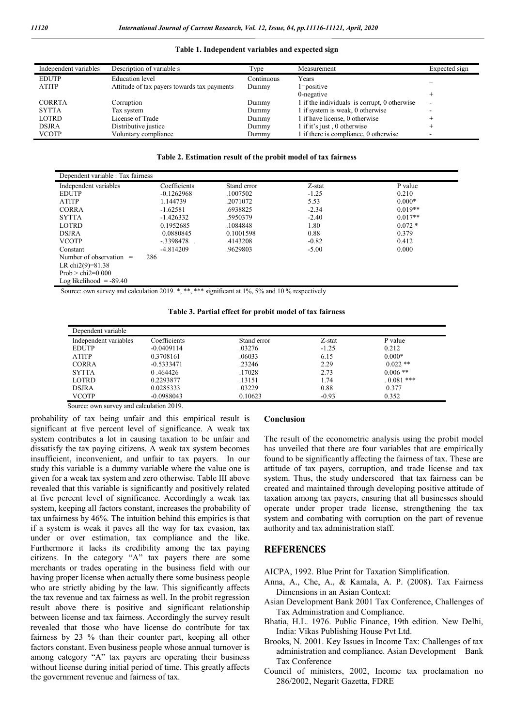**Table 1. Independent variables and expected sign**

| Independent variables | Description of variable s | Type | Measurement | Expected sign |
|---|---|---|---|---|
| EDUTP | Education level | Continuous | Years | – |
| ATITP | Attitude of tax payers towards tax payments | Dummy | 1=positive<br>0-negative | + |
| CORRTA | Corruption | Dummy | 1 if the individuals is corrupt, 0 otherwise | - |
| SYTTA | Tax system | Dummy | 1 if system is weak, 0 otherwise | - |
| LOTRD | License of Trade | Dummy | 1 if have license, 0 otherwise | + |
| DSJRA | Distributive justice | Dummy | 1 if it's just , 0 otherwise | + |
| VCOTP | Voluntary compliance | Dummy | 1 if there is compliance, 0 otherwise | - |

**Table 2. Estimation result of the probit model of tax fairness**

| Dependent variable : Tax fairness | | | | |
|---|---|---|---|---|
| Independent variables | Coefficients | Stand error | Z-stat | P value |
| EDUTP | -0.1262968 | .1007502 | -1.25 | 0.210 |
| ATITP | 1.144739 | .2071072 | 5.53 | 0.000* |
| CORRA | -1.62581 | .6938825 | -2.34 | 0.019** |
| SYTTA | -1.426332 | .5950379 | -2.40 | 0.017** |
| LOTRD | 0.1952685 | .1084848 | 1.80 | 0.072 * |
| DSJRA | 0.0880845 | 0.1001598 | 0.88 | 0.379 |
| VCOTP | -.3398478 . | .4143208 | -0.82 | 0.412 |
| Constant | -4.814209 | .9629803 | -5.00 | 0.000 |
| Number of observation = | 286 | | | |
| LR chi2(9)=81.38 | | | | |
| Prob > chi2=0.000 | | | | |
| Log likelihood = -89.40 | | | | |

Source: own survey and calculation 2019. *, **, *** significant at 1%, 5% and 10 % respectively

**Table 3. Partial effect for probit model of tax fairness**

| Dependent variable | | | | |
|---|---|---|---|---|
| Independent variables | Coefficients | Stand error | Z-stat | P value |
| EDUTP | -0.0409114 | .03276 | -1.25 | 0.212 |
| ATITP | 0.3708161 | .06033 | 6.15 | 0.000* |
| CORRA | -0.5333471 | .23246 | 2.29 | 0.022 ** |
| SYTTA | 0 .464426 | .17028 | 2.73 | 0.006 ** |
| LOTRD | 0.2293877 | .13151 | 1.74 | . 0.081 *** |
| DSJRA | 0.0285333 | .03229 | 0.88 | 0.377 |
| VCOTP | -0.0988043 | 0.10623 | -0.93 | 0.352 |

Source: own survey and calculation 2019.

probability of tax being unfair and this empirical result is significant at five percent level of significance. A weak tax system contributes a lot in causing taxation to be unfair and dissatisfy the tax paying citizens. A weak tax system becomes insufficient, inconvenient, and unfair to tax payers. In our study this variable is a dummy variable where the value one is given for a weak tax system and zero otherwise. Table III above revealed that this variable is significantly and positively related at five percent level of significance. Accordingly a weak tax system, keeping all factors constant, increases the probability of tax unfairness by 46%. The intuition behind this empirics is that if a system is weak it paves all the way for tax evasion, tax under or over estimation, tax compliance and the like. Furthermore it lacks its credibility among the tax paying citizens. In the category "A" tax payers there are some merchants or trades operating in the business field with our having proper license when actually there some business people who are strictly abiding by the law. This significantly affects the tax revenue and tax fairness as well. In the probit regression result above there is positive and significant relationship between license and tax fairness. Accordingly the survey result revealed that those who have license do contribute for tax fairness by 23 % than their counter part, keeping all other factors constant. Even business people whose annual turnover is among category "A" tax payers are operating their business without license during initial period of time. This greatly affects the government revenue and fairness of tax.

## Conclusion

The result of the econometric analysis using the probit model has unveiled that there are four variables that are empirically found to be significantly affecting the fairness of tax. These are attitude of tax payers, corruption, and trade license and tax system. Thus, the study underscored that tax fairness can be created and maintained through developing positive attitude of taxation among tax payers, ensuring that all businesses should operate under proper trade license, strengthening the tax system and combating with corruption on the part of revenue authority and tax administration staff.

## REFERENCES

AICPA, 1992. Blue Print for Taxation Simplification.

Anna, A., Che, A., & Kamala, A. P. (2008). Tax Fairness Dimensions in an Asian Context:

Asian Development Bank 2001 Tax Conference, Challenges of Tax Administration and Compliance.

Bhatia, H.L. 1976. Public Finance, 19th edition. New Delhi, India: Vikas Publishing House Pvt Ltd.

Brooks, N. 2001. Key Issues in Income Tax: Challenges of tax administration and compliance. Asian Development Bank Tax Conference

Council of ministers, 2002, Income tax proclamation no 286/2002, Negarit Gazetta, FDRE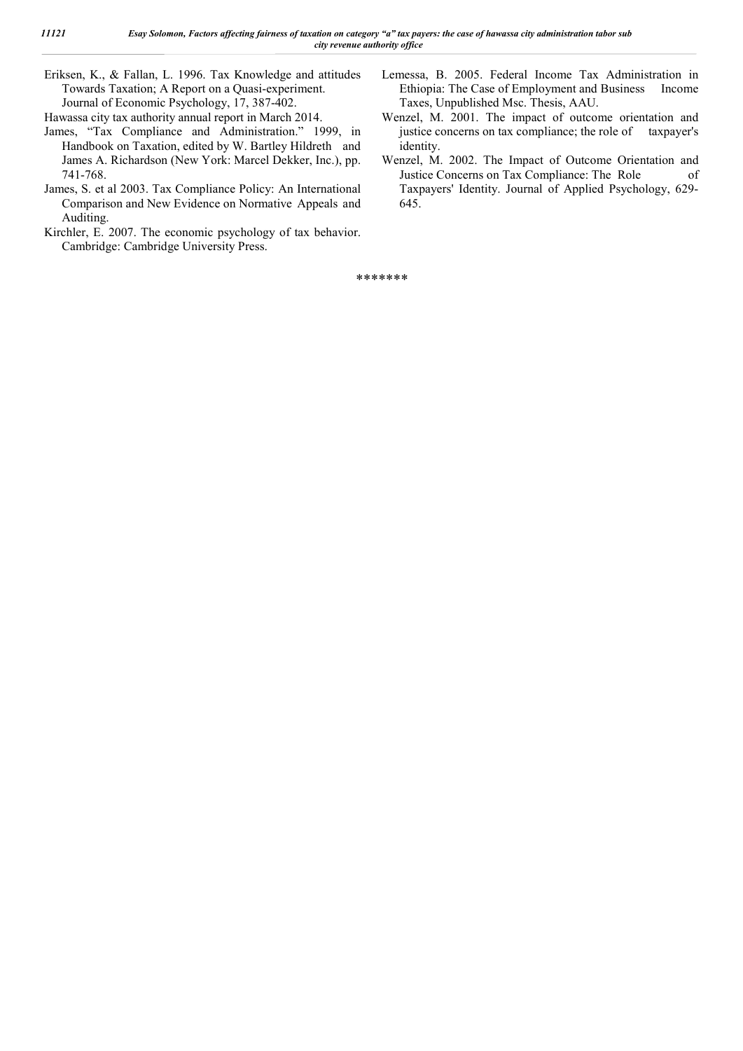Eriksen, K., & Fallan, L. 1996. Tax Knowledge and attitudes Towards Taxation; A Report on a Quasi-experiment. Journal of Economic Psychology, 17, 387-402.

Hawassa city tax authority annual report in March 2014.

James, "Tax Compliance and Administration." 1999, in Handbook on Taxation, edited by W. Bartley Hildreth and James A. Richardson (New York: Marcel Dekker, Inc.), pp. 741-768.

James, S. et al 2003. Tax Compliance Policy: An International Comparison and New Evidence on Normative Appeals and Auditing.

Kirchler, E. 2007. The economic psychology of tax behavior. Cambridge: Cambridge University Press.

Lemessa, B. 2005. Federal Income Tax Administration in Ethiopia: The Case of Employment and Business Income Taxes, Unpublished Msc. Thesis, AAU.

Wenzel, M. 2001. The impact of outcome orientation and justice concerns on tax compliance; the role of taxpayer's identity.

Wenzel, M. 2002. The Impact of Outcome Orientation and Justice Concerns on Tax Compliance: The Role of Taxpayers' Identity. Journal of Applied Psychology, 629-645.

*******